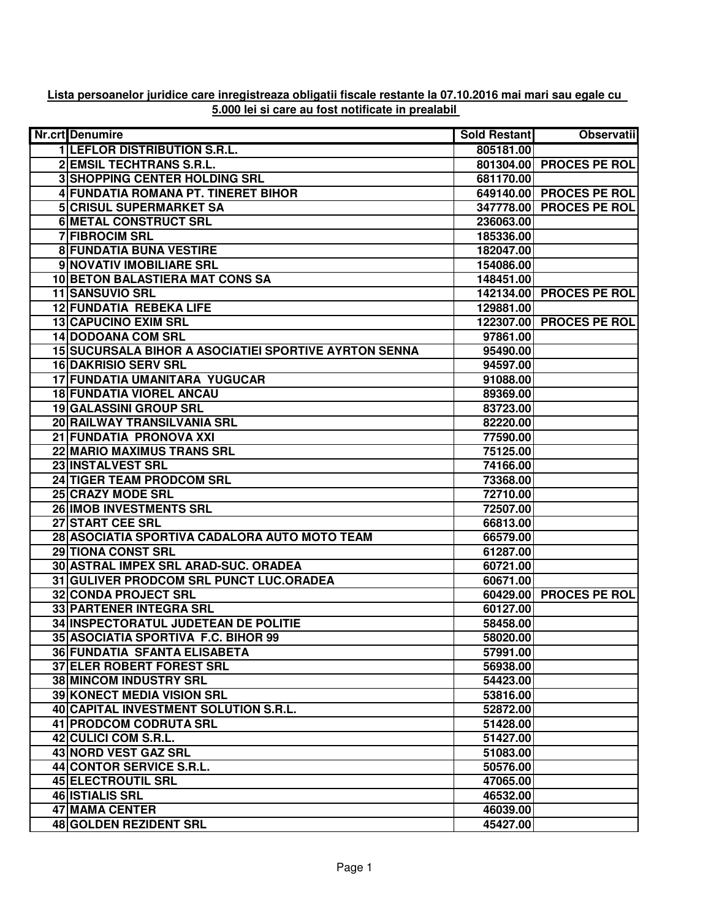**Lista persoanelor juridice care inregistreaza obligatii fiscale restante la 07.10.2016 mai mari sau egale cu 5.000 lei si care au fost notificate in prealabil**

| Nr.crt | Denumire | Sold Restant | Observatii |
|---|---|---|---|
| 1 | LEFLOR DISTRIBUTION S.R.L. | 805181.00 | |
| 2 | EMSIL TECHTRANS S.R.L. | 801304.00 | PROCES PE ROL |
| 3 | SHOPPING CENTER HOLDING SRL | 681170.00 | |
| 4 | FUNDATIA ROMANA PT. TINERET BIHOR | 649140.00 | PROCES PE ROL |
| 5 | CRISUL SUPERMARKET SA | 347778.00 | PROCES PE ROL |
| 6 | METAL CONSTRUCT SRL | 236063.00 | |
| 7 | FIBROCIM SRL | 185336.00 | |
| 8 | FUNDATIA BUNA VESTIRE | 182047.00 | |
| 9 | NOVATIV IMOBILIARE SRL | 154086.00 | |
| 10 | BETON BALASTIERA MAT CONS SA | 148451.00 | |
| 11 | SANSUVIO SRL | 142134.00 | PROCES PE ROL |
| 12 | FUNDATIA REBEKA LIFE | 129881.00 | |
| 13 | CAPUCINO EXIM SRL | 122307.00 | PROCES PE ROL |
| 14 | DODOANA COM SRL | 97861.00 | |
| 15 | SUCURSALA BIHOR A ASOCIATIEI SPORTIVE AYRTON SENNA | 95490.00 | |
| 16 | DAKRISIO SERV SRL | 94597.00 | |
| 17 | FUNDATIA UMANITARA YUGUCAR | 91088.00 | |
| 18 | FUNDATIA VIOREL ANCAU | 89369.00 | |
| 19 | GALASSINI GROUP SRL | 83723.00 | |
| 20 | RAILWAY TRANSILVANIA SRL | 82220.00 | |
| 21 | FUNDATIA PRONOVA XXI | 77590.00 | |
| 22 | MARIO MAXIMUS TRANS SRL | 75125.00 | |
| 23 | INSTALVEST SRL | 74166.00 | |
| 24 | TIGER TEAM PRODCOM SRL | 73368.00 | |
| 25 | CRAZY MODE SRL | 72710.00 | |
| 26 | IMOB INVESTMENTS SRL | 72507.00 | |
| 27 | START CEE SRL | 66813.00 | |
| 28 | ASOCIATIA SPORTIVA CADALORA AUTO MOTO TEAM | 66579.00 | |
| 29 | TIONA CONST SRL | 61287.00 | |
| 30 | ASTRAL IMPEX SRL ARAD-SUC. ORADEA | 60721.00 | |
| 31 | GULIVER PRODCOM SRL PUNCT LUC.ORADEA | 60671.00 | |
| 32 | CONDA PROJECT SRL | 60429.00 | PROCES PE ROL |
| 33 | PARTENER INTEGRA SRL | 60127.00 | |
| 34 | INSPECTORATUL JUDETEAN DE POLITIE | 58458.00 | |
| 35 | ASOCIATIA SPORTIVA F.C. BIHOR 99 | 58020.00 | |
| 36 | FUNDATIA SFANTA ELISABETA | 57991.00 | |
| 37 | ELER ROBERT FOREST SRL | 56938.00 | |
| 38 | MINCOM INDUSTRY SRL | 54423.00 | |
| 39 | KONECT MEDIA VISION SRL | 53816.00 | |
| 40 | CAPITAL INVESTMENT SOLUTION S.R.L. | 52872.00 | |
| 41 | PRODCOM CODRUTA SRL | 51428.00 | |
| 42 | CULICI COM S.R.L. | 51427.00 | |
| 43 | NORD VEST GAZ SRL | 51083.00 | |
| 44 | CONTOR SERVICE S.R.L. | 50576.00 | |
| 45 | ELECTROUTIL SRL | 47065.00 | |
| 46 | ISTIALIS SRL | 46532.00 | |
| 47 | MAMA CENTER | 46039.00 | |
| 48 | GOLDEN REZIDENT SRL | 45427.00 | |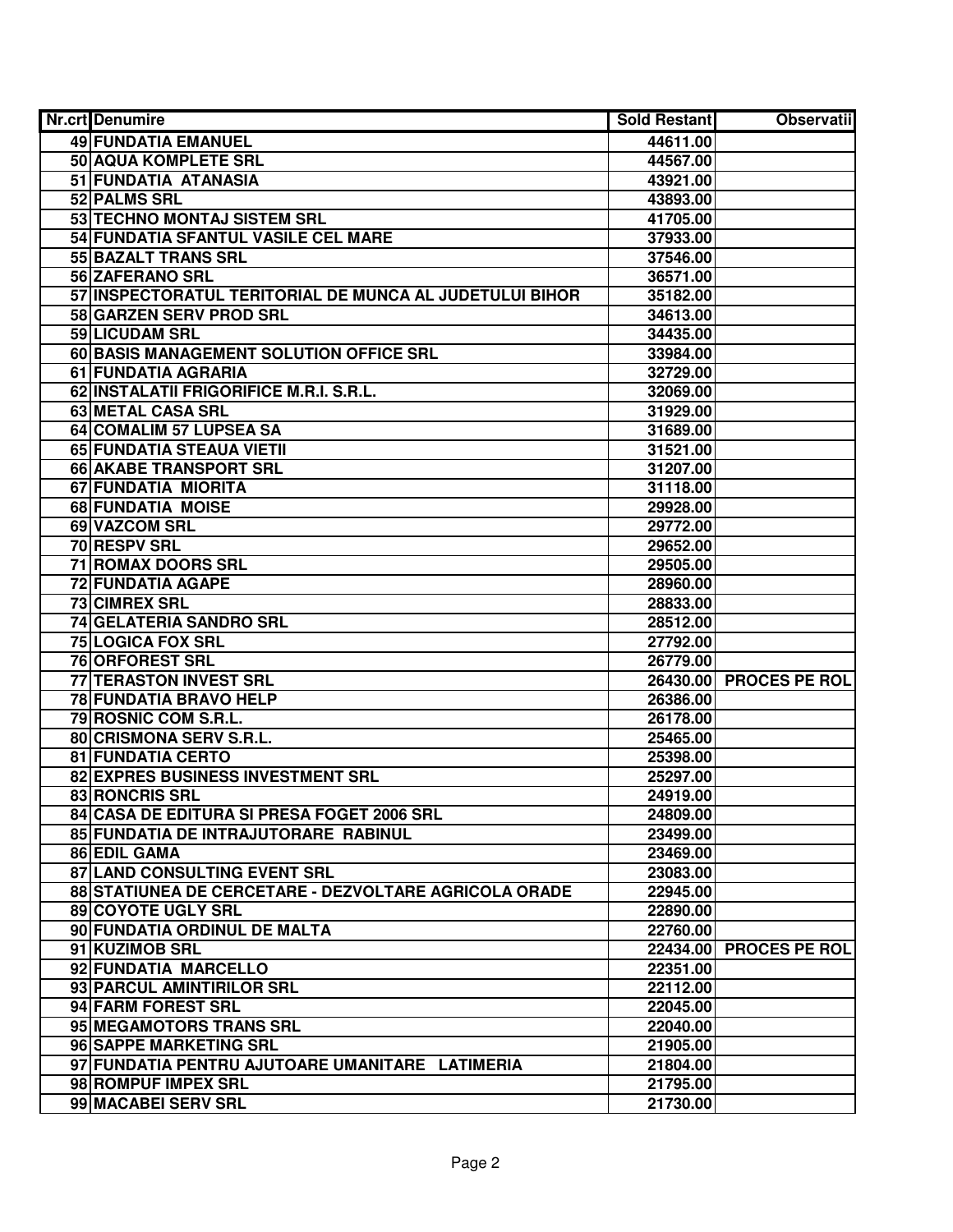| Nr.crt | Denumire | Sold Restant | Observatii |
| --- | --- | --- | --- |
| 49 | FUNDATIA EMANUEL | 44611.00 | |
| 50 | AQUA KOMPLETE SRL | 44567.00 | |
| 51 | FUNDATIA ATANASIA | 43921.00 | |
| 52 | PALMS SRL | 43893.00 | |
| 53 | TECHNO MONTAJ SISTEM SRL | 41705.00 | |
| 54 | FUNDATIA SFANTUL VASILE CEL MARE | 37933.00 | |
| 55 | BAZALT TRANS SRL | 37546.00 | |
| 56 | ZAFERANO SRL | 36571.00 | |
| 57 | INSPECTORATUL TERITORIAL DE MUNCA AL JUDETULUI BIHOR | 35182.00 | |
| 58 | GARZEN SERV PROD SRL | 34613.00 | |
| 59 | LICUDAM SRL | 34435.00 | |
| 60 | BASIS MANAGEMENT SOLUTION OFFICE SRL | 33984.00 | |
| 61 | FUNDATIA AGRARIA | 32729.00 | |
| 62 | INSTALATII FRIGORIFICE M.R.I. S.R.L. | 32069.00 | |
| 63 | METAL CASA SRL | 31929.00 | |
| 64 | COMALIM 57 LUPSEA SA | 31689.00 | |
| 65 | FUNDATIA STEAUA VIETII | 31521.00 | |
| 66 | AKABE TRANSPORT SRL | 31207.00 | |
| 67 | FUNDATIA MIORITA | 31118.00 | |
| 68 | FUNDATIA MOISE | 29928.00 | |
| 69 | VAZCOM SRL | 29772.00 | |
| 70 | RESPV SRL | 29652.00 | |
| 71 | ROMAX DOORS SRL | 29505.00 | |
| 72 | FUNDATIA AGAPE | 28960.00 | |
| 73 | CIMREX SRL | 28833.00 | |
| 74 | GELATERIA SANDRO SRL | 28512.00 | |
| 75 | LOGICA FOX SRL | 27792.00 | |
| 76 | ORFOREST SRL | 26779.00 | |
| 77 | TERASTON INVEST SRL | 26430.00 | PROCES PE ROL |
| 78 | FUNDATIA BRAVO HELP | 26386.00 | |
| 79 | ROSNIC COM S.R.L. | 26178.00 | |
| 80 | CRISMONA SERV S.R.L. | 25465.00 | |
| 81 | FUNDATIA CERTO | 25398.00 | |
| 82 | EXPRES BUSINESS INVESTMENT SRL | 25297.00 | |
| 83 | RONCRIS SRL | 24919.00 | |
| 84 | CASA DE EDITURA SI PRESA FOGET 2006 SRL | 24809.00 | |
| 85 | FUNDATIA DE INTRAJUTORARE RABINUL | 23499.00 | |
| 86 | EDIL GAMA | 23469.00 | |
| 87 | LAND CONSULTING EVENT SRL | 23083.00 | |
| 88 | STATIUNEA DE CERCETARE - DEZVOLTARE AGRICOLA ORADE | 22945.00 | |
| 89 | COYOTE UGLY SRL | 22890.00 | |
| 90 | FUNDATIA ORDINUL DE MALTA | 22760.00 | |
| 91 | KUZIMOB SRL | 22434.00 | PROCES PE ROL |
| 92 | FUNDATIA MARCELLO | 22351.00 | |
| 93 | PARCUL AMINTIRILOR SRL | 22112.00 | |
| 94 | FARM FOREST SRL | 22045.00 | |
| 95 | MEGAMOTORS TRANS SRL | 22040.00 | |
| 96 | SAPPE MARKETING SRL | 21905.00 | |
| 97 | FUNDATIA PENTRU AJUTOARE UMANITARE LATIMERIA | 21804.00 | |
| 98 | ROMPUF IMPEX SRL | 21795.00 | |
| 99 | MACABEI SERV SRL | 21730.00 | |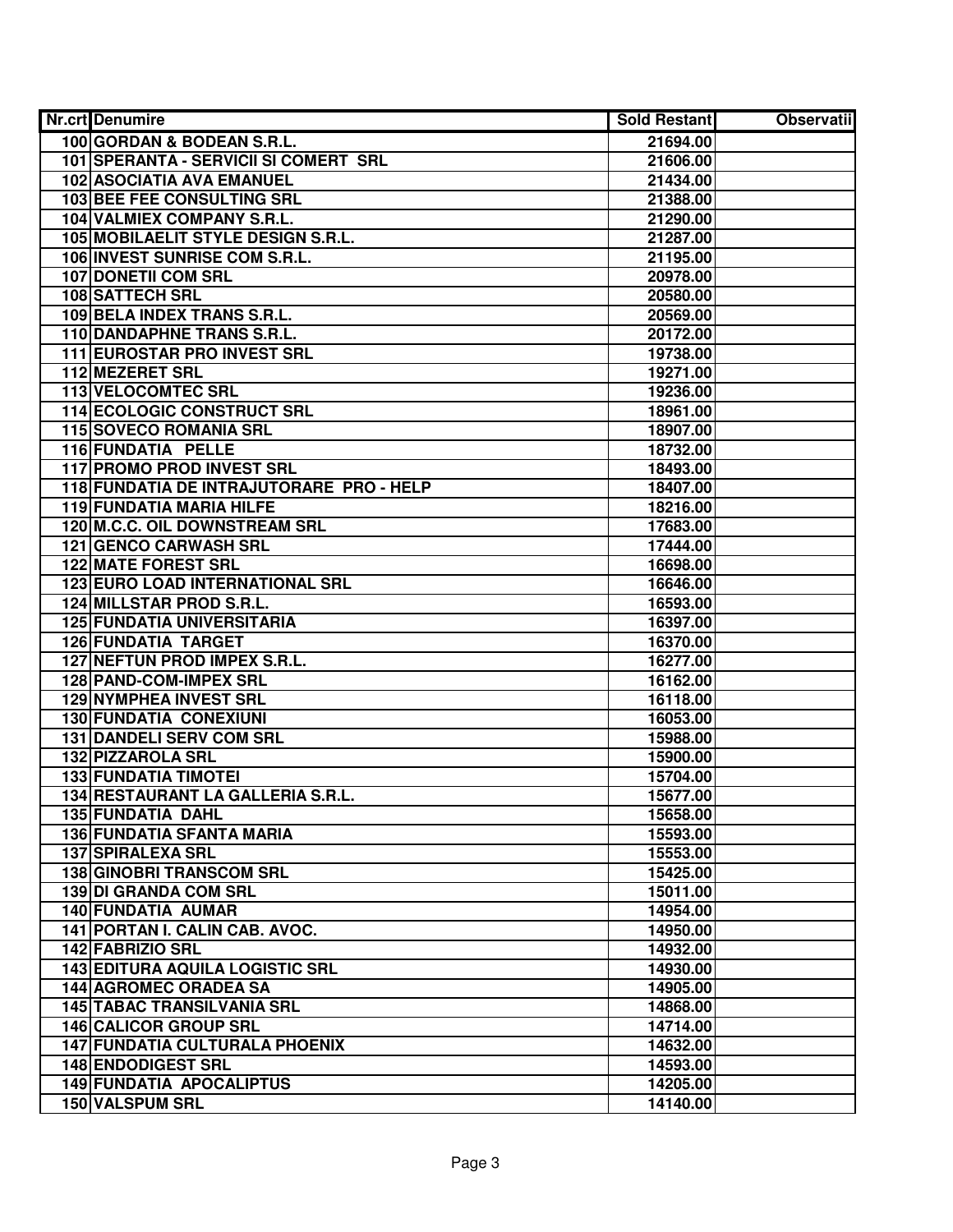| Nr.crt | Denumire | Sold Restant | Observatii |
|---|---|---|---|
| 100 | GORDAN & BODEAN S.R.L. | 21694.00 | |
| 101 | SPERANTA - SERVICII SI COMERT SRL | 21606.00 | |
| 102 | ASOCIATIA AVA EMANUEL | 21434.00 | |
| 103 | BEE FEE CONSULTING SRL | 21388.00 | |
| 104 | VALMIEX COMPANY S.R.L. | 21290.00 | |
| 105 | MOBILAELIT STYLE DESIGN S.R.L. | 21287.00 | |
| 106 | INVEST SUNRISE COM S.R.L. | 21195.00 | |
| 107 | DONETII COM SRL | 20978.00 | |
| 108 | SATTECH SRL | 20580.00 | |
| 109 | BELA INDEX TRANS S.R.L. | 20569.00 | |
| 110 | DANDAPHNE TRANS S.R.L. | 20172.00 | |
| 111 | EUROSTAR PRO INVEST SRL | 19738.00 | |
| 112 | MEZERET SRL | 19271.00 | |
| 113 | VELOCOMTEC SRL | 19236.00 | |
| 114 | ECOLOGIC CONSTRUCT SRL | 18961.00 | |
| 115 | SOVECO ROMANIA SRL | 18907.00 | |
| 116 | FUNDATIA PELLE | 18732.00 | |
| 117 | PROMO PROD INVEST SRL | 18493.00 | |
| 118 | FUNDATIA DE INTRAJUTORARE PRO - HELP | 18407.00 | |
| 119 | FUNDATIA MARIA HILFE | 18216.00 | |
| 120 | M.C.C. OIL DOWNSTREAM SRL | 17683.00 | |
| 121 | GENCO CARWASH SRL | 17444.00 | |
| 122 | MATE FOREST SRL | 16698.00 | |
| 123 | EURO LOAD INTERNATIONAL SRL | 16646.00 | |
| 124 | MILLSTAR PROD S.R.L. | 16593.00 | |
| 125 | FUNDATIA UNIVERSITARIA | 16397.00 | |
| 126 | FUNDATIA TARGET | 16370.00 | |
| 127 | NEFTUN PROD IMPEX S.R.L. | 16277.00 | |
| 128 | PAND-COM-IMPEX SRL | 16162.00 | |
| 129 | NYMPHEA INVEST SRL | 16118.00 | |
| 130 | FUNDATIA CONEXIUNI | 16053.00 | |
| 131 | DANDELI SERV COM SRL | 15988.00 | |
| 132 | PIZZAROLA SRL | 15900.00 | |
| 133 | FUNDATIA TIMOTEI | 15704.00 | |
| 134 | RESTAURANT LA GALLERIA S.R.L. | 15677.00 | |
| 135 | FUNDATIA DAHL | 15658.00 | |
| 136 | FUNDATIA SFANTA MARIA | 15593.00 | |
| 137 | SPIRALEXA SRL | 15553.00 | |
| 138 | GINOBRI TRANSCOM SRL | 15425.00 | |
| 139 | DI GRANDA COM SRL | 15011.00 | |
| 140 | FUNDATIA AUMAR | 14954.00 | |
| 141 | PORTAN I. CALIN CAB. AVOC. | 14950.00 | |
| 142 | FABRIZIO SRL | 14932.00 | |
| 143 | EDITURA AQUILA LOGISTIC SRL | 14930.00 | |
| 144 | AGROMEC ORADEA SA | 14905.00 | |
| 145 | TABAC TRANSILVANIA SRL | 14868.00 | |
| 146 | CALICOR GROUP SRL | 14714.00 | |
| 147 | FUNDATIA CULTURALA PHOENIX | 14632.00 | |
| 148 | ENDODIGEST SRL | 14593.00 | |
| 149 | FUNDATIA APOCALIPTUS | 14205.00 | |
| 150 | VALSPUM SRL | 14140.00 | |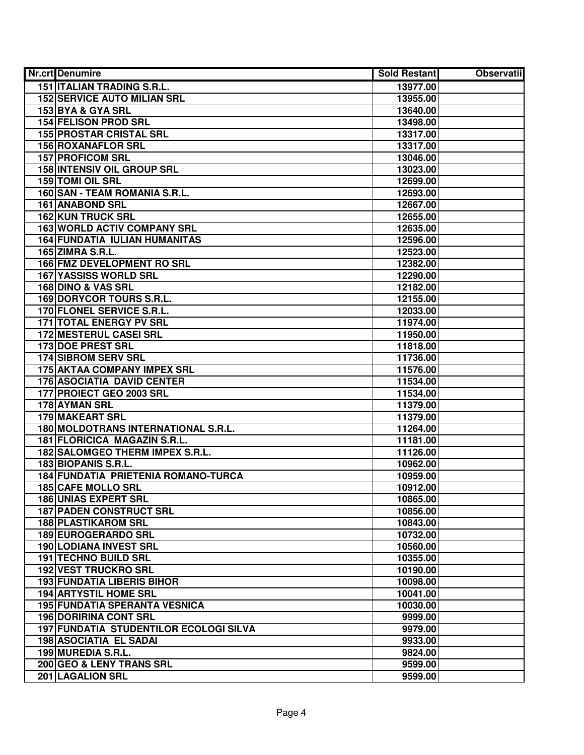| Nr.crt | Denumire | Sold Restant | Observatii |
|---|---|---|---|
| 151 | ITALIAN TRADING S.R.L. | 13977.00 | |
| 152 | SERVICE AUTO MILIAN SRL | 13955.00 | |
| 153 | BYA & GYA SRL | 13640.00 | |
| 154 | FELISON PROD SRL | 13498.00 | |
| 155 | PROSTAR CRISTAL SRL | 13317.00 | |
| 156 | ROXANAFLOR SRL | 13317.00 | |
| 157 | PROFICOM SRL | 13046.00 | |
| 158 | INTENSIV OIL GROUP SRL | 13023.00 | |
| 159 | TOMI OIL SRL | 12699.00 | |
| 160 | SAN - TEAM ROMANIA S.R.L. | 12693.00 | |
| 161 | ANABOND SRL | 12667.00 | |
| 162 | KUN TRUCK SRL | 12655.00 | |
| 163 | WORLD ACTIV COMPANY SRL | 12635.00 | |
| 164 | FUNDATIA IULIAN HUMANITAS | 12596.00 | |
| 165 | ZIMRA S.R.L. | 12523.00 | |
| 166 | FMZ DEVELOPMENT RO SRL | 12382.00 | |
| 167 | YASSISS WORLD SRL | 12290.00 | |
| 168 | DINO & VAS SRL | 12182.00 | |
| 169 | DORYCOR TOURS S.R.L. | 12155.00 | |
| 170 | FLONEL SERVICE S.R.L. | 12033.00 | |
| 171 | TOTAL ENERGY PV SRL | 11974.00 | |
| 172 | MESTERUL CASEI SRL | 11950.00 | |
| 173 | DOE PREST SRL | 11818.00 | |
| 174 | SIBROM SERV SRL | 11736.00 | |
| 175 | AKTAA COMPANY IMPEX SRL | 11576.00 | |
| 176 | ASOCIATIA DAVID CENTER | 11534.00 | |
| 177 | PROIECT GEO 2003 SRL | 11534.00 | |
| 178 | AYMAN SRL | 11379.00 | |
| 179 | MAKEART SRL | 11379.00 | |
| 180 | MOLDOTRANS INTERNATIONAL S.R.L. | 11264.00 | |
| 181 | FLORICICA MAGAZIN S.R.L. | 11181.00 | |
| 182 | SALOMGEO THERM IMPEX S.R.L. | 11126.00 | |
| 183 | BIOPANIS S.R.L. | 10962.00 | |
| 184 | FUNDATIA PRIETENIA ROMANO-TURCA | 10959.00 | |
| 185 | CAFE MOLLO SRL | 10912.00 | |
| 186 | UNIAS EXPERT SRL | 10865.00 | |
| 187 | PADEN CONSTRUCT SRL | 10856.00 | |
| 188 | PLASTIKAROM SRL | 10843.00 | |
| 189 | EUROGERARDO SRL | 10732.00 | |
| 190 | LODIANA INVEST SRL | 10560.00 | |
| 191 | TECHNO BUILD SRL | 10355.00 | |
| 192 | VEST TRUCKRO SRL | 10190.00 | |
| 193 | FUNDATIA LIBERIS BIHOR | 10098.00 | |
| 194 | ARTYSTIL HOME SRL | 10041.00 | |
| 195 | FUNDATIA SPERANTA VESNICA | 10030.00 | |
| 196 | DORIRINA CONT SRL | 9999.00 | |
| 197 | FUNDATIA STUDENTILOR ECOLOGI SILVA | 9979.00 | |
| 198 | ASOCIATIA EL SADAI | 9933.00 | |
| 199 | MUREDIA S.R.L. | 9824.00 | |
| 200 | GEO & LENY TRANS SRL | 9599.00 | |
| 201 | LAGALION SRL | 9599.00 | |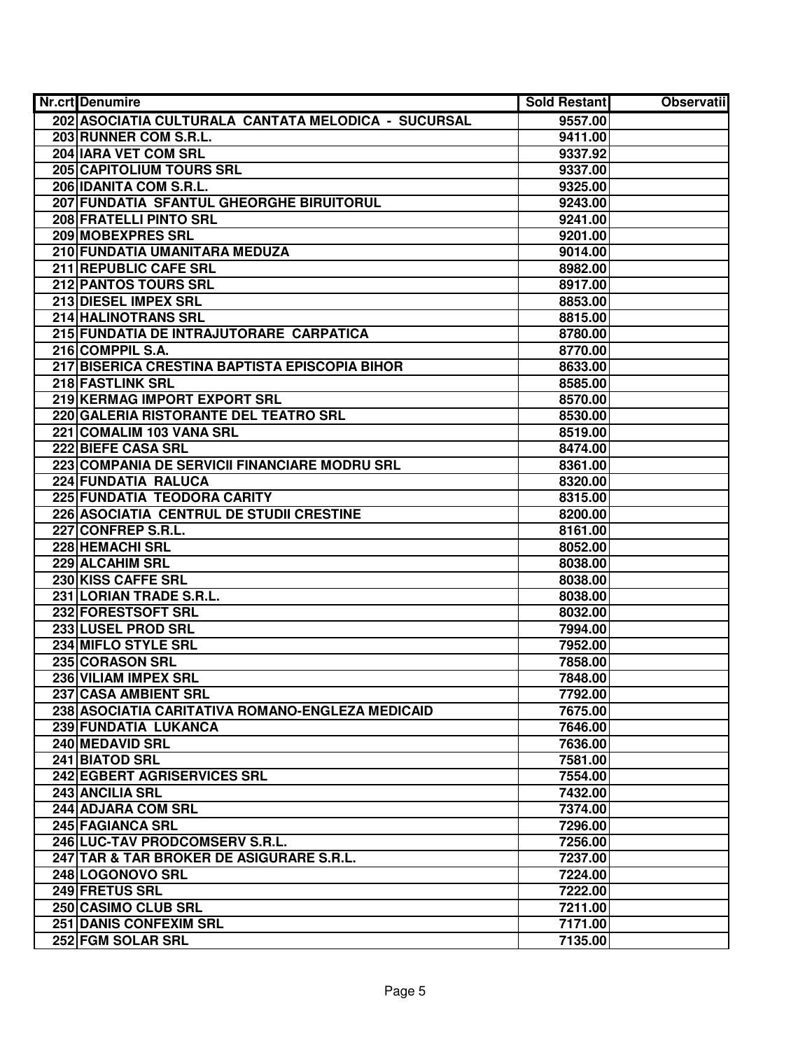| Nr.crt | Denumire | Sold Restant | Observatii |
|---|---|---|---|
| 202 | ASOCIATIA CULTURALA  CANTATA MELODICA  - SUCURSAL | 9557.00 | |
| 203 | RUNNER COM S.R.L. | 9411.00 | |
| 204 | IARA VET COM SRL | 9337.92 | |
| 205 | CAPITOLIUM TOURS SRL | 9337.00 | |
| 206 | IDANITA COM S.R.L. | 9325.00 | |
| 207 | FUNDATIA  SFANTUL GHEORGHE BIRUITORUL | 9243.00 | |
| 208 | FRATELLI PINTO SRL | 9241.00 | |
| 209 | MOBEXPRES SRL | 9201.00 | |
| 210 | FUNDATIA UMANITARA MEDUZA | 9014.00 | |
| 211 | REPUBLIC CAFE SRL | 8982.00 | |
| 212 | PANTOS TOURS SRL | 8917.00 | |
| 213 | DIESEL IMPEX SRL | 8853.00 | |
| 214 | HALINOTRANS SRL | 8815.00 | |
| 215 | FUNDATIA DE INTRAJUTORARE  CARPATICA | 8780.00 | |
| 216 | COMPPIL S.A. | 8770.00 | |
| 217 | BISERICA CRESTINA BAPTISTA EPISCOPIA BIHOR | 8633.00 | |
| 218 | FASTLINK SRL | 8585.00 | |
| 219 | KERMAG IMPORT EXPORT SRL | 8570.00 | |
| 220 | GALERIA RISTORANTE DEL TEATRO SRL | 8530.00 | |
| 221 | COMALIM 103 VANA SRL | 8519.00 | |
| 222 | BIEFE CASA SRL | 8474.00 | |
| 223 | COMPANIA DE SERVICII FINANCIARE MODRU SRL | 8361.00 | |
| 224 | FUNDATIA  RALUCA | 8320.00 | |
| 225 | FUNDATIA  TEODORA CARITY | 8315.00 | |
| 226 | ASOCIATIA  CENTRUL DE STUDII CRESTINE | 8200.00 | |
| 227 | CONFREP S.R.L. | 8161.00 | |
| 228 | HEMACHI SRL | 8052.00 | |
| 229 | ALCAHIM SRL | 8038.00 | |
| 230 | KISS CAFFE SRL | 8038.00 | |
| 231 | LORIAN TRADE S.R.L. | 8038.00 | |
| 232 | FORESTSOFT SRL | 8032.00 | |
| 233 | LUSEL PROD SRL | 7994.00 | |
| 234 | MIFLO STYLE SRL | 7952.00 | |
| 235 | CORASON SRL | 7858.00 | |
| 236 | VILIAM IMPEX SRL | 7848.00 | |
| 237 | CASA AMBIENT SRL | 7792.00 | |
| 238 | ASOCIATIA CARITATIVA ROMANO-ENGLEZA MEDICAID | 7675.00 | |
| 239 | FUNDATIA  LUKANCA | 7646.00 | |
| 240 | MEDAVID SRL | 7636.00 | |
| 241 | BIATOD SRL | 7581.00 | |
| 242 | EGBERT AGRISERVICES SRL | 7554.00 | |
| 243 | ANCILIA SRL | 7432.00 | |
| 244 | ADJARA COM SRL | 7374.00 | |
| 245 | FAGIANCA SRL | 7296.00 | |
| 246 | LUC-TAV PRODCOMSERV S.R.L. | 7256.00 | |
| 247 | TAR & TAR BROKER DE ASIGURARE S.R.L. | 7237.00 | |
| 248 | LOGONOVO SRL | 7224.00 | |
| 249 | FRETUS SRL | 7222.00 | |
| 250 | CASIMO CLUB SRL | 7211.00 | |
| 251 | DANIS CONFEXIM SRL | 7171.00 | |
| 252 | FGM SOLAR SRL | 7135.00 | |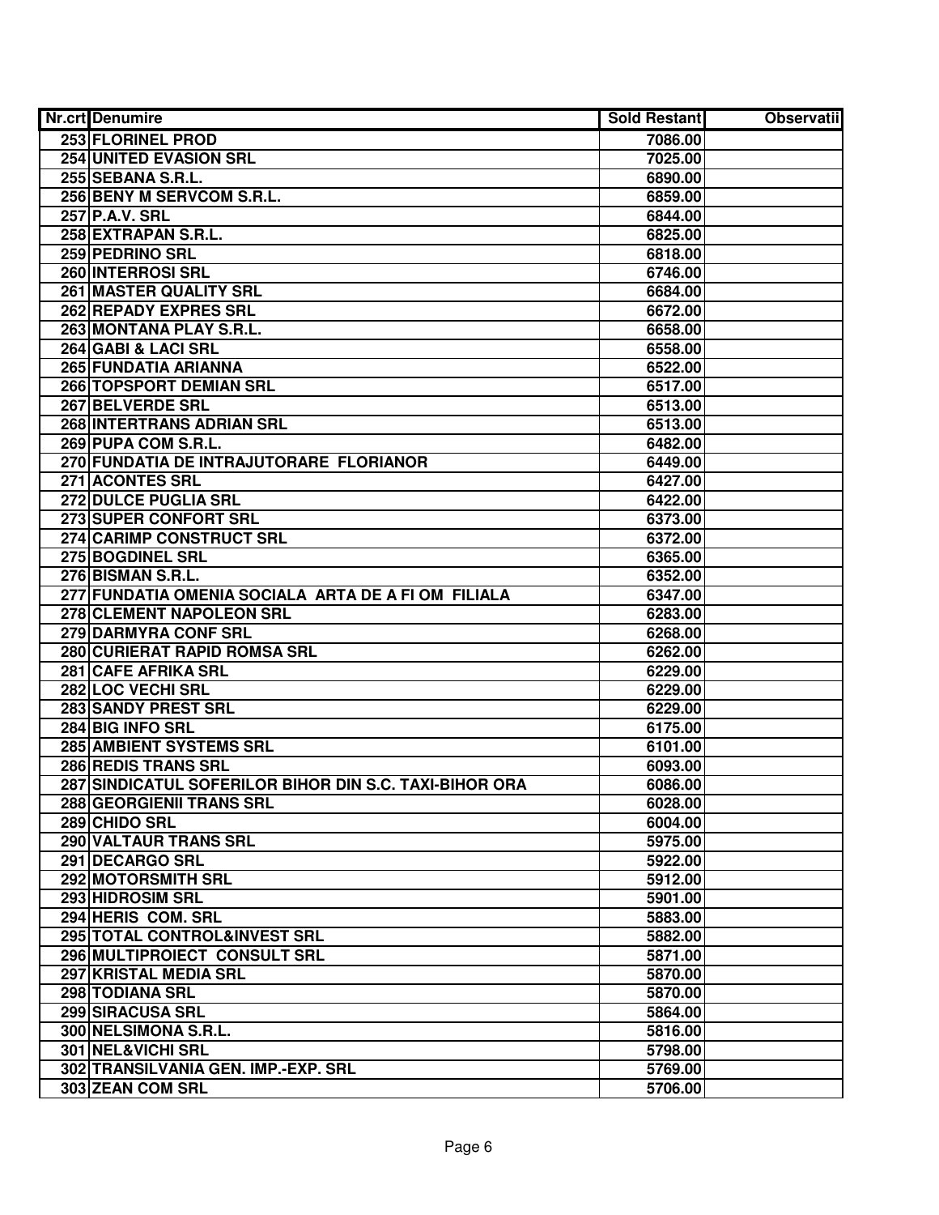| Nr.crt | Denumire | Sold Restant | Observatii |
|---|---|---|---|
| 253 | FLORINEL PROD | 7086.00 | |
| 254 | UNITED EVASION SRL | 7025.00 | |
| 255 | SEBANA S.R.L. | 6890.00 | |
| 256 | BENY M SERVCOM S.R.L. | 6859.00 | |
| 257 | P.A.V. SRL | 6844.00 | |
| 258 | EXTRAPAN S.R.L. | 6825.00 | |
| 259 | PEDRINO SRL | 6818.00 | |
| 260 | INTERROSI SRL | 6746.00 | |
| 261 | MASTER QUALITY SRL | 6684.00 | |
| 262 | REPADY EXPRES SRL | 6672.00 | |
| 263 | MONTANA PLAY S.R.L. | 6658.00 | |
| 264 | GABI & LACI SRL | 6558.00 | |
| 265 | FUNDATIA ARIANNA | 6522.00 | |
| 266 | TOPSPORT DEMIAN SRL | 6517.00 | |
| 267 | BELVERDE SRL | 6513.00 | |
| 268 | INTERTRANS ADRIAN SRL | 6513.00 | |
| 269 | PUPA COM S.R.L. | 6482.00 | |
| 270 | FUNDATIA DE INTRAJUTORARE FLORIANOR | 6449.00 | |
| 271 | ACONTES SRL | 6427.00 | |
| 272 | DULCE PUGLIA SRL | 6422.00 | |
| 273 | SUPER CONFORT SRL | 6373.00 | |
| 274 | CARIMP CONSTRUCT SRL | 6372.00 | |
| 275 | BOGDINEL SRL | 6365.00 | |
| 276 | BISMAN S.R.L. | 6352.00 | |
| 277 | FUNDATIA OMENIA SOCIALA ARTA DE A FI OM FILIALA | 6347.00 | |
| 278 | CLEMENT NAPOLEON SRL | 6283.00 | |
| 279 | DARMYRA CONF SRL | 6268.00 | |
| 280 | CURIERAT RAPID ROMSA SRL | 6262.00 | |
| 281 | CAFE AFRIKA SRL | 6229.00 | |
| 282 | LOC VECHI SRL | 6229.00 | |
| 283 | SANDY PREST SRL | 6229.00 | |
| 284 | BIG INFO SRL | 6175.00 | |
| 285 | AMBIENT SYSTEMS SRL | 6101.00 | |
| 286 | REDIS TRANS SRL | 6093.00 | |
| 287 | SINDICATUL SOFERILOR BIHOR DIN S.C. TAXI-BIHOR ORA | 6086.00 | |
| 288 | GEORGIENII TRANS SRL | 6028.00 | |
| 289 | CHIDO SRL | 6004.00 | |
| 290 | VALTAUR TRANS SRL | 5975.00 | |
| 291 | DECARGO SRL | 5922.00 | |
| 292 | MOTORSMITH SRL | 5912.00 | |
| 293 | HIDROSIM SRL | 5901.00 | |
| 294 | HERIS COM. SRL | 5883.00 | |
| 295 | TOTAL CONTROL&INVEST SRL | 5882.00 | |
| 296 | MULTIPROIECT CONSULT SRL | 5871.00 | |
| 297 | KRISTAL MEDIA SRL | 5870.00 | |
| 298 | TODIANA SRL | 5870.00 | |
| 299 | SIRACUSA SRL | 5864.00 | |
| 300 | NELSIMONA S.R.L. | 5816.00 | |
| 301 | NEL&VICHI SRL | 5798.00 | |
| 302 | TRANSILVANIA GEN. IMP.-EXP. SRL | 5769.00 | |
| 303 | ZEAN COM SRL | 5706.00 | |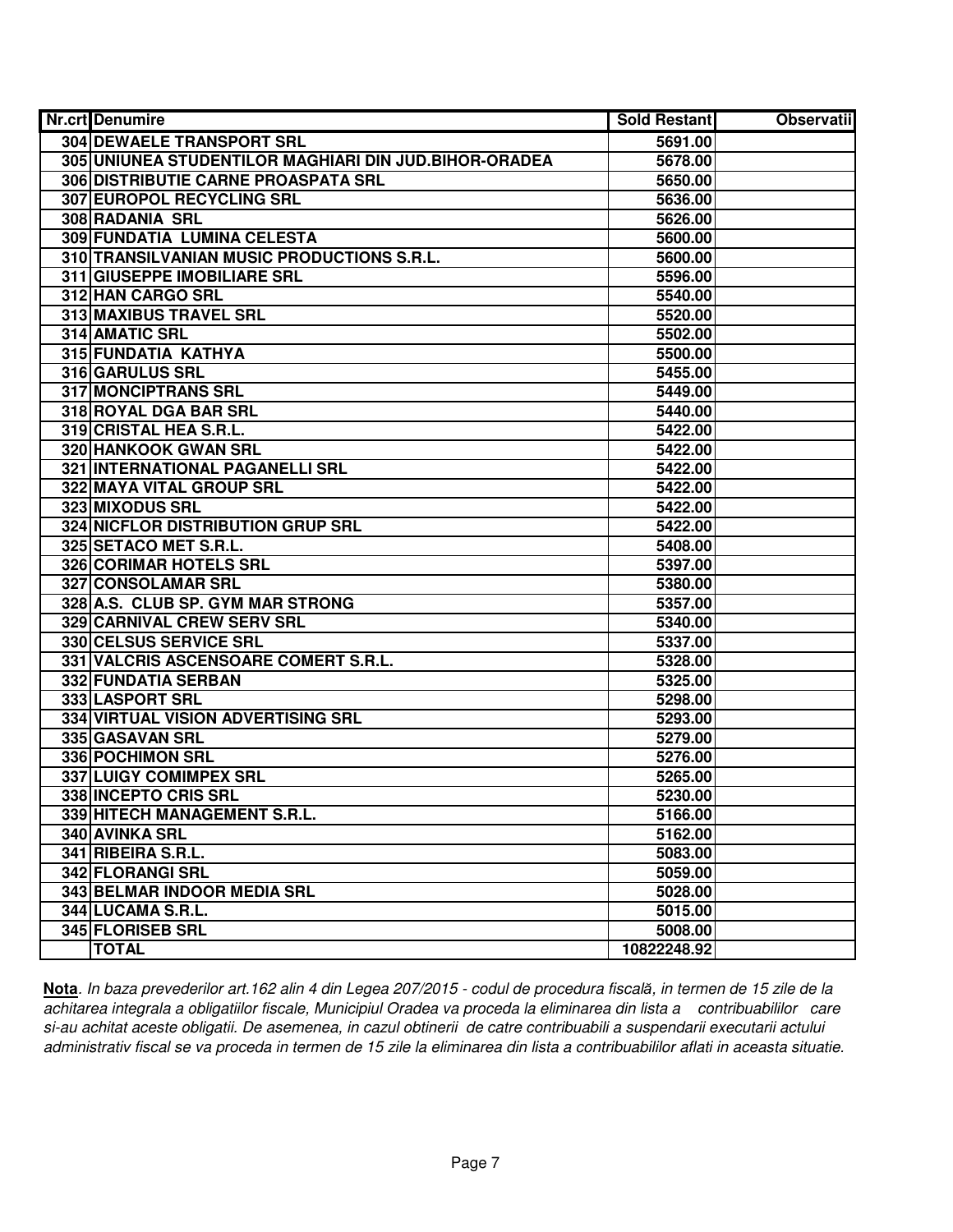| Nr.crt | Denumire | Sold Restant | Observatii |
|---|---|---|---|
| 304 | DEWAELE TRANSPORT SRL | 5691.00 | |
| 305 | UNIUNEA STUDENTILOR MAGHIARI DIN JUD.BIHOR-ORADEA | 5678.00 | |
| 306 | DISTRIBUTIE CARNE PROASPATA SRL | 5650.00 | |
| 307 | EUROPOL RECYCLING SRL | 5636.00 | |
| 308 | RADANIA SRL | 5626.00 | |
| 309 | FUNDATIA LUMINA CELESTA | 5600.00 | |
| 310 | TRANSILVANIAN MUSIC PRODUCTIONS S.R.L. | 5600.00 | |
| 311 | GIUSEPPE IMOBILIARE SRL | 5596.00 | |
| 312 | HAN CARGO SRL | 5540.00 | |
| 313 | MAXIBUS TRAVEL SRL | 5520.00 | |
| 314 | AMATIC SRL | 5502.00 | |
| 315 | FUNDATIA KATHYA | 5500.00 | |
| 316 | GARULUS SRL | 5455.00 | |
| 317 | MONCIPTRANS SRL | 5449.00 | |
| 318 | ROYAL DGA BAR SRL | 5440.00 | |
| 319 | CRISTAL HEA S.R.L. | 5422.00 | |
| 320 | HANKOOK GWAN SRL | 5422.00 | |
| 321 | INTERNATIONAL PAGANELLI SRL | 5422.00 | |
| 322 | MAYA VITAL GROUP SRL | 5422.00 | |
| 323 | MIXODUS SRL | 5422.00 | |
| 324 | NICFLOR DISTRIBUTION GRUP SRL | 5422.00 | |
| 325 | SETACO MET S.R.L. | 5408.00 | |
| 326 | CORIMAR HOTELS SRL | 5397.00 | |
| 327 | CONSOLAMAR SRL | 5380.00 | |
| 328 | A.S. CLUB SP. GYM MAR STRONG | 5357.00 | |
| 329 | CARNIVAL CREW SERV SRL | 5340.00 | |
| 330 | CELSUS SERVICE SRL | 5337.00 | |
| 331 | VALCRIS ASCENSOARE COMERT S.R.L. | 5328.00 | |
| 332 | FUNDATIA SERBAN | 5325.00 | |
| 333 | LASPORT SRL | 5298.00 | |
| 334 | VIRTUAL VISION ADVERTISING SRL | 5293.00 | |
| 335 | GASAVAN SRL | 5279.00 | |
| 336 | POCHIMON SRL | 5276.00 | |
| 337 | LUIGY COMIMPEX SRL | 5265.00 | |
| 338 | INCEPTO CRIS SRL | 5230.00 | |
| 339 | HITECH MANAGEMENT S.R.L. | 5166.00 | |
| 340 | AVINKA SRL | 5162.00 | |
| 341 | RIBEIRA S.R.L. | 5083.00 | |
| 342 | FLORANGI SRL | 5059.00 | |
| 343 | BELMAR INDOOR MEDIA SRL | 5028.00 | |
| 344 | LUCAMA S.R.L. | 5015.00 | |
| 345 | FLORISEB SRL | 5008.00 | |
| | TOTAL | 10822248.92 | |

**Nota**. *In baza prevederilor art.162 alin 4 din Legea 207/2015 - codul de procedura fiscală, in termen de 15 zile de la achitarea integrala a obligatiilor fiscale, Municipiul Oradea va proceda la eliminarea din lista a contribuabililor care si-au achitat aceste obligatii. De asemenea, in cazul obtinerii de catre contribuabili a suspendarii executarii actului administrativ fiscal se va proceda in termen de 15 zile la eliminarea din lista a contribuabililor aflati in aceasta situatie.*